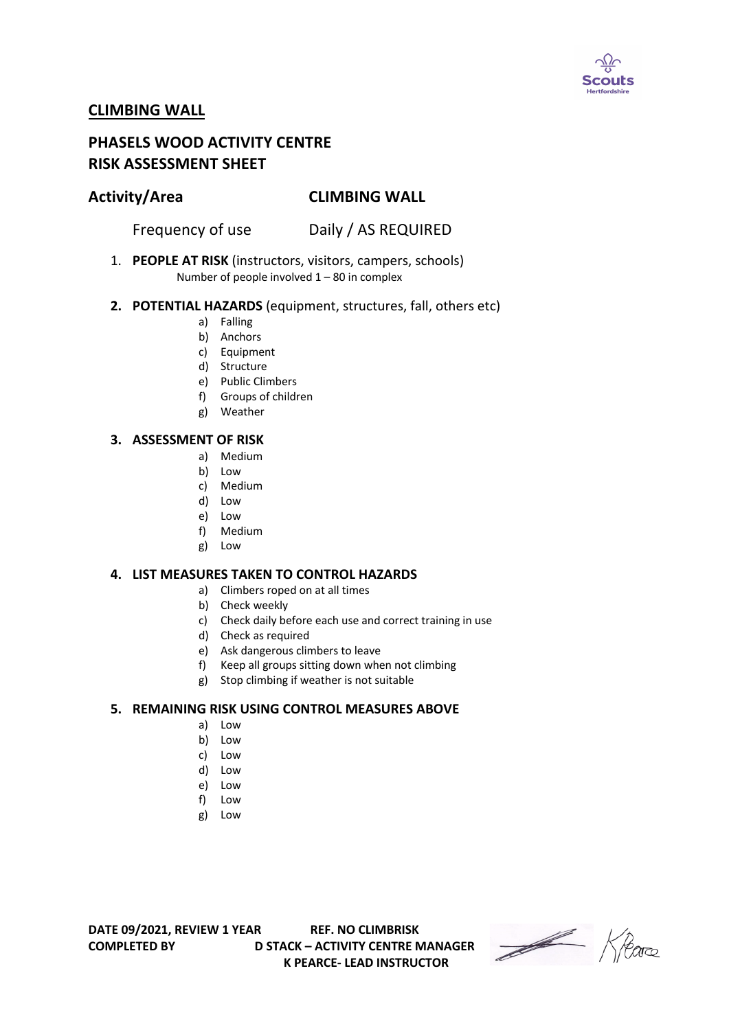## CLIMBING WALL

## PHASELS WOOD ACTIVITY CENTRE
## RISK ASSESSMENT SHEET

**Activity/Area** **CLIMBING WALL**

Frequency of use Daily / AS REQUIRED

1. **PEOPLE AT RISK** (instructors, visitors, campers, schools)
   Number of people involved 1 – 80 in complex

2. **POTENTIAL HAZARDS** (equipment, structures, fall, others etc)
   a) Falling
   b) Anchors
   c) Equipment
   d) Structure
   e) Public Climbers
   f) Groups of children
   g) Weather

3. **ASSESSMENT OF RISK**
   a) Medium
   b) Low
   c) Medium
   d) Low
   e) Low
   f) Medium
   g) Low

4. **LIST MEASURES TAKEN TO CONTROL HAZARDS**
   a) Climbers roped on at all times
   b) Check weekly
   c) Check daily before each use and correct training in use
   d) Check as required
   e) Ask dangerous climbers to leave
   f) Keep all groups sitting down when not climbing
   g) Stop climbing if weather is not suitable

5. **REMAINING RISK USING CONTROL MEASURES ABOVE**
   a) Low
   b) Low
   c) Low
   d) Low
   e) Low
   f) Low
   g) Low

**DATE 09/2021, REVIEW 1 YEAR** **REF. NO CLIMBRISK**
**COMPLETED BY** **D STACK – ACTIVITY CENTRE MANAGER**
**K PEARCE- LEAD INSTRUCTOR**

K Pearce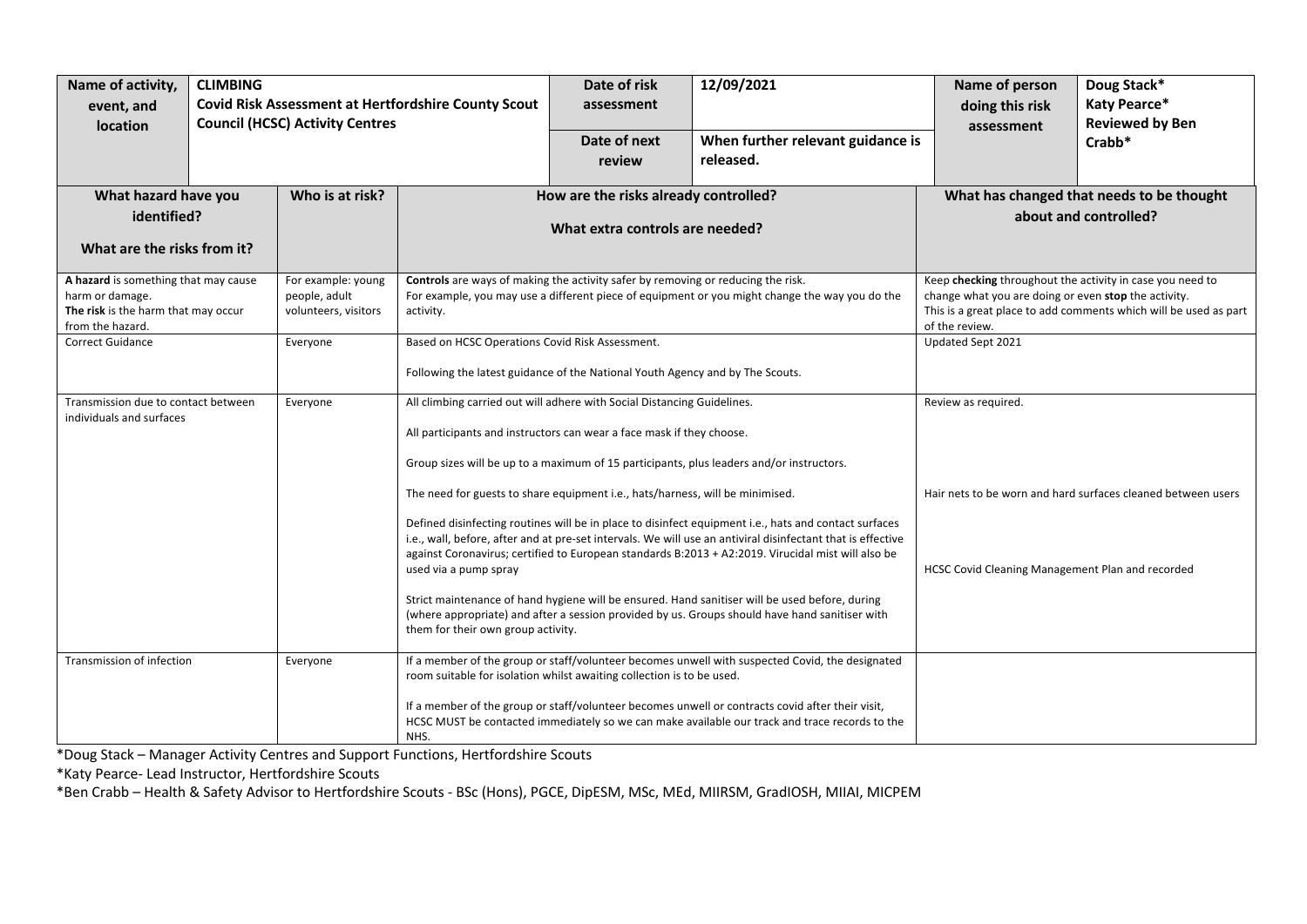| Name of activity, event, and location | CLIMBING Covid Risk Assessment at Hertfordshire County Scout Council (HCSC) Activity Centres | Date of risk assessment | 12/09/2021 | Name of person doing this risk assessment | Doug Stack* Katy Pearce* Reviewed by Ben Crabb* |
|---|---|---|---|---|---|
| | | Date of next review | When further relevant guidance is released. | | |

| What hazard have you identified? What are the risks from it? | Who is at risk? | How are the risks already controlled? What extra controls are needed? | What has changed that needs to be thought about and controlled? |
|---|---|---|---|
| **A hazard** is something that may cause harm or damage. **The risk** is the harm that may occur from the hazard. | For example: young people, adult volunteers, visitors | **Controls** are ways of making the activity safer by removing or reducing the risk. For example, you may use a different piece of equipment or you might change the way you do the activity. | Keep **checking** throughout the activity in case you need to change what you are doing or even **stop** the activity. This is a great place to add comments which will be used as part of the review. |
| Correct Guidance | Everyone | Based on HCSC Operations Covid Risk Assessment.<br><br>Following the latest guidance of the National Youth Agency and by The Scouts. | Updated Sept 2021 |
| Transmission due to contact between individuals and surfaces | Everyone | All climbing carried out will adhere with Social Distancing Guidelines.<br><br>All participants and instructors can wear a face mask if they choose.<br><br>Group sizes will be up to a maximum of 15 participants, plus leaders and/or instructors.<br><br>The need for guests to share equipment i.e., hats/harness, will be minimised.<br><br>Defined disinfecting routines will be in place to disinfect equipment i.e., hats and contact surfaces i.e., wall, before, after and at pre-set intervals. We will use an antiviral disinfectant that is effective against Coronavirus; certified to European standards B:2013 + A2:2019. Virucidal mist will also be used via a pump spray<br><br>Strict maintenance of hand hygiene will be ensured. Hand sanitiser will be used before, during (where appropriate) and after a session provided by us. Groups should have hand sanitiser with them for their own group activity. | Review as required.<br><br>Hair nets to be worn and hard surfaces cleaned between users<br><br>HCSC Covid Cleaning Management Plan and recorded |
| Transmission of infection | Everyone | If a member of the group or staff/volunteer becomes unwell with suspected Covid, the designated room suitable for isolation whilst awaiting collection is to be used.<br><br>If a member of the group or staff/volunteer becomes unwell or contracts covid after their visit, HCSC MUST be contacted immediately so we can make available our track and trace records to the NHS. | |

*Doug Stack – Manager Activity Centres and Support Functions, Hertfordshire Scouts

*Katy Pearce- Lead Instructor, Hertfordshire Scouts

*Ben Crabb – Health & Safety Advisor to Hertfordshire Scouts - BSc (Hons), PGCE, DipESM, MSc, MEd, MIIRSM, GradIOSH, MIIAI, MICPEM